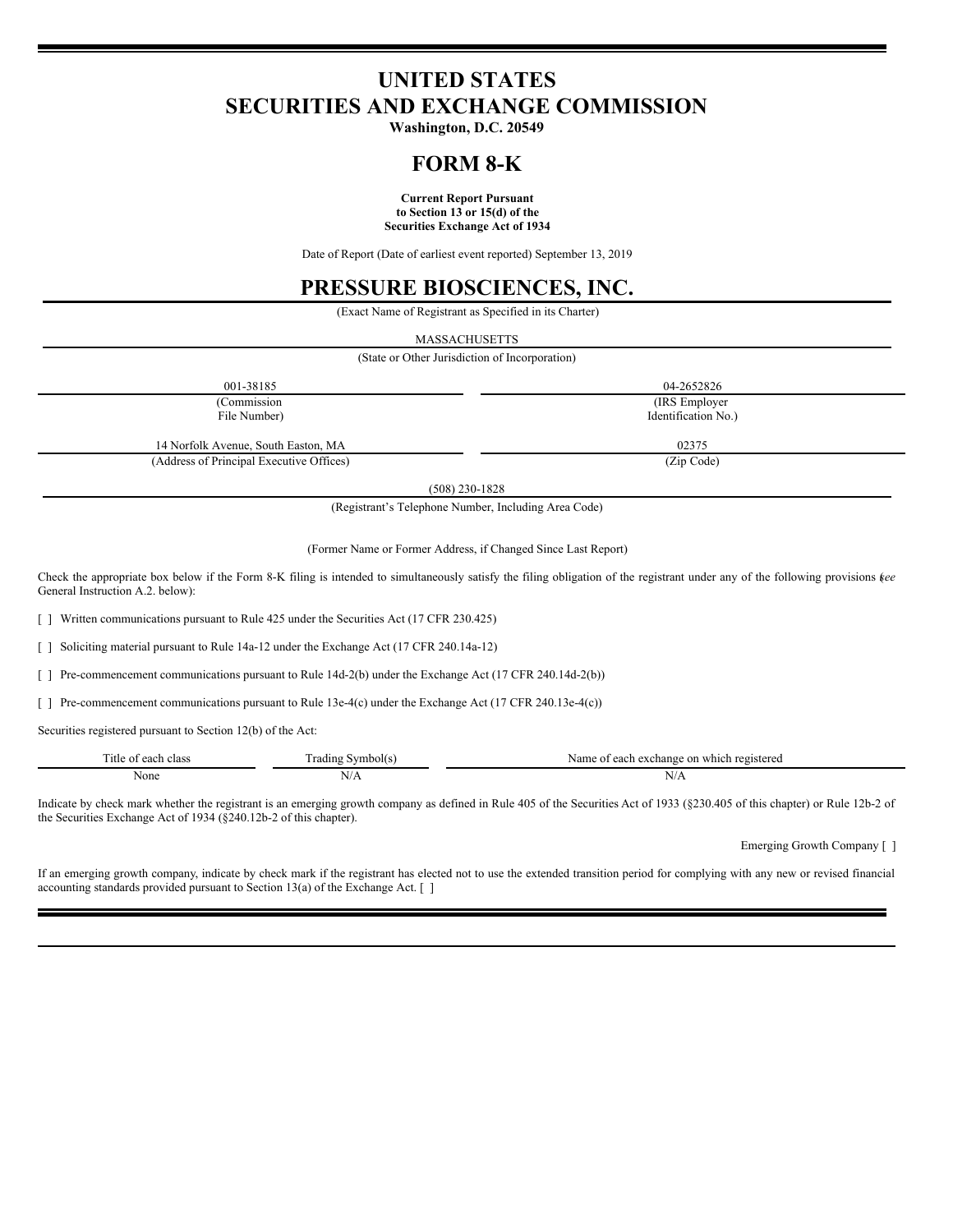# UNITED STATES
# SECURITIES AND EXCHANGE COMMISSION

**Washington, D.C. 20549**

# FORM 8-K

**Current Report Pursuant**
**to Section 13 or 15(d) of the**
**Securities Exchange Act of 1934**

Date of Report (Date of earliest event reported) September 13, 2019

# PRESSURE BIOSCIENCES, INC.

(Exact Name of Registrant as Specified in its Charter)

MASSACHUSETTS

(State or Other Jurisdiction of Incorporation)

| | |
|---|---|
| 001-38185 | 04-2652826 |
| (Commission File Number) | (IRS Employer Identification No.) |
| 14 Norfolk Avenue, South Easton, MA | 02375 |
| (Address of Principal Executive Offices) | (Zip Code) |

(508) 230-1828

(Registrant's Telephone Number, Including Area Code)

(Former Name or Former Address, if Changed Since Last Report)

Check the appropriate box below if the Form 8-K filing is intended to simultaneously satisfy the filing obligation of the registrant under any of the following provisions (*see* General Instruction A.2. below):

[ ] Written communications pursuant to Rule 425 under the Securities Act (17 CFR 230.425)

[ ] Soliciting material pursuant to Rule 14a-12 under the Exchange Act (17 CFR 240.14a-12)

[ ] Pre-commencement communications pursuant to Rule 14d-2(b) under the Exchange Act (17 CFR 240.14d-2(b))

[ ] Pre-commencement communications pursuant to Rule 13e-4(c) under the Exchange Act (17 CFR 240.13e-4(c))

Securities registered pursuant to Section 12(b) of the Act:

| Title of each class | Trading Symbol(s) | Name of each exchange on which registered |
|---|---|---|
| None | N/A | N/A |

Indicate by check mark whether the registrant is an emerging growth company as defined in Rule 405 of the Securities Act of 1933 (§230.405 of this chapter) or Rule 12b-2 of the Securities Exchange Act of 1934 (§240.12b-2 of this chapter).

Emerging Growth Company [ ]

If an emerging growth company, indicate by check mark if the registrant has elected not to use the extended transition period for complying with any new or revised financial accounting standards provided pursuant to Section 13(a) of the Exchange Act. [ ]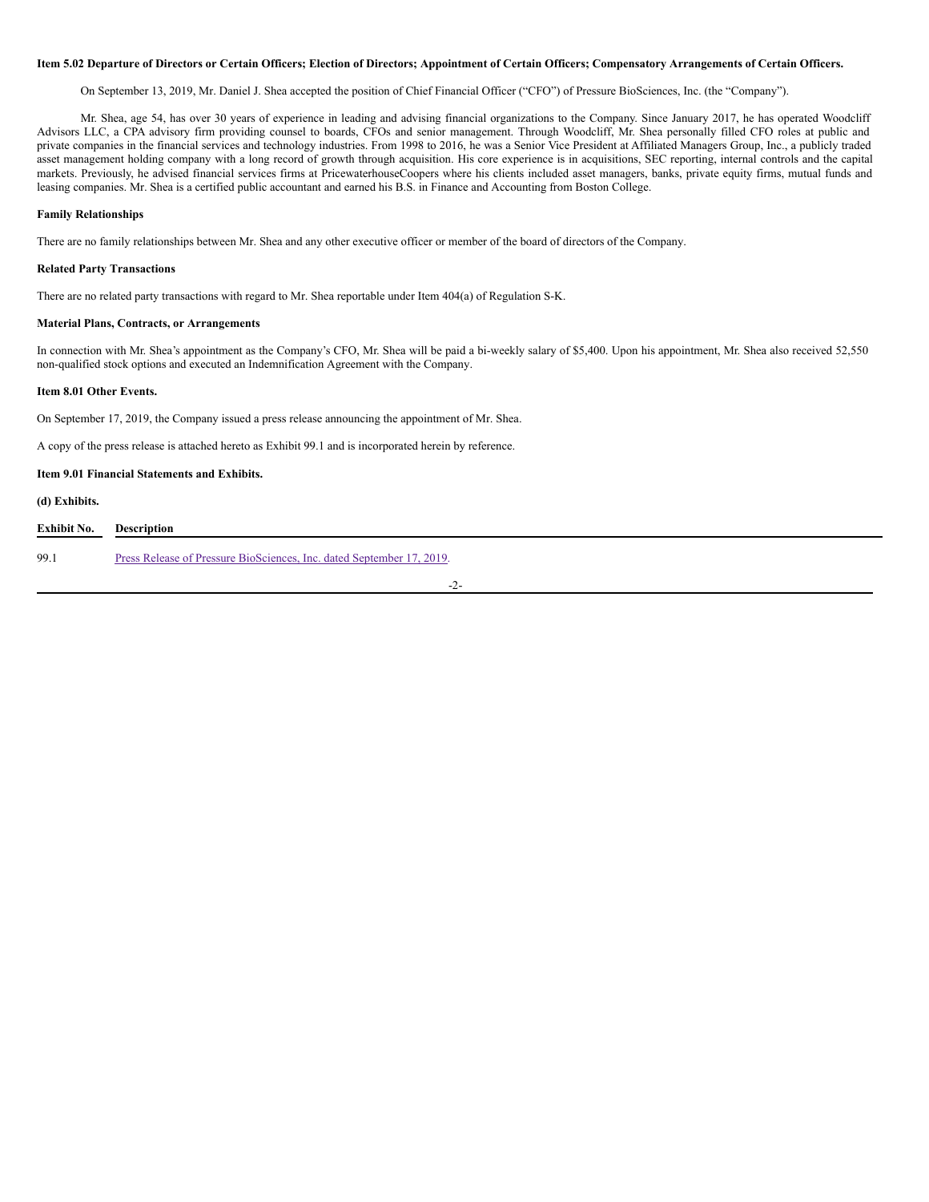**Item 5.02 Departure of Directors or Certain Officers; Election of Directors; Appointment of Certain Officers; Compensatory Arrangements of Certain Officers.**

On September 13, 2019, Mr. Daniel J. Shea accepted the position of Chief Financial Officer ("CFO") of Pressure BioSciences, Inc. (the "Company").

Mr. Shea, age 54, has over 30 years of experience in leading and advising financial organizations to the Company. Since January 2017, he has operated Woodcliff Advisors LLC, a CPA advisory firm providing counsel to boards, CFOs and senior management. Through Woodcliff, Mr. Shea personally filled CFO roles at public and private companies in the financial services and technology industries. From 1998 to 2016, he was a Senior Vice President at Affiliated Managers Group, Inc., a publicly traded asset management holding company with a long record of growth through acquisition. His core experience is in acquisitions, SEC reporting, internal controls and the capital markets. Previously, he advised financial services firms at PricewaterhouseCoopers where his clients included asset managers, banks, private equity firms, mutual funds and leasing companies. Mr. Shea is a certified public accountant and earned his B.S. in Finance and Accounting from Boston College.

**Family Relationships**

There are no family relationships between Mr. Shea and any other executive officer or member of the board of directors of the Company.

**Related Party Transactions**

There are no related party transactions with regard to Mr. Shea reportable under Item 404(a) of Regulation S-K.

**Material Plans, Contracts, or Arrangements**

In connection with Mr. Shea's appointment as the Company's CFO, Mr. Shea will be paid a bi-weekly salary of $5,400. Upon his appointment, Mr. Shea also received 52,550 non-qualified stock options and executed an Indemnification Agreement with the Company.

**Item 8.01 Other Events.**

On September 17, 2019, the Company issued a press release announcing the appointment of Mr. Shea.

A copy of the press release is attached hereto as Exhibit 99.1 and is incorporated herein by reference.

**Item 9.01 Financial Statements and Exhibits.**

**(d) Exhibits.**

| Exhibit No. | Description |
|---|---|
| 99.1 | Press Release of Pressure BioSciences, Inc. dated September 17, 2019. |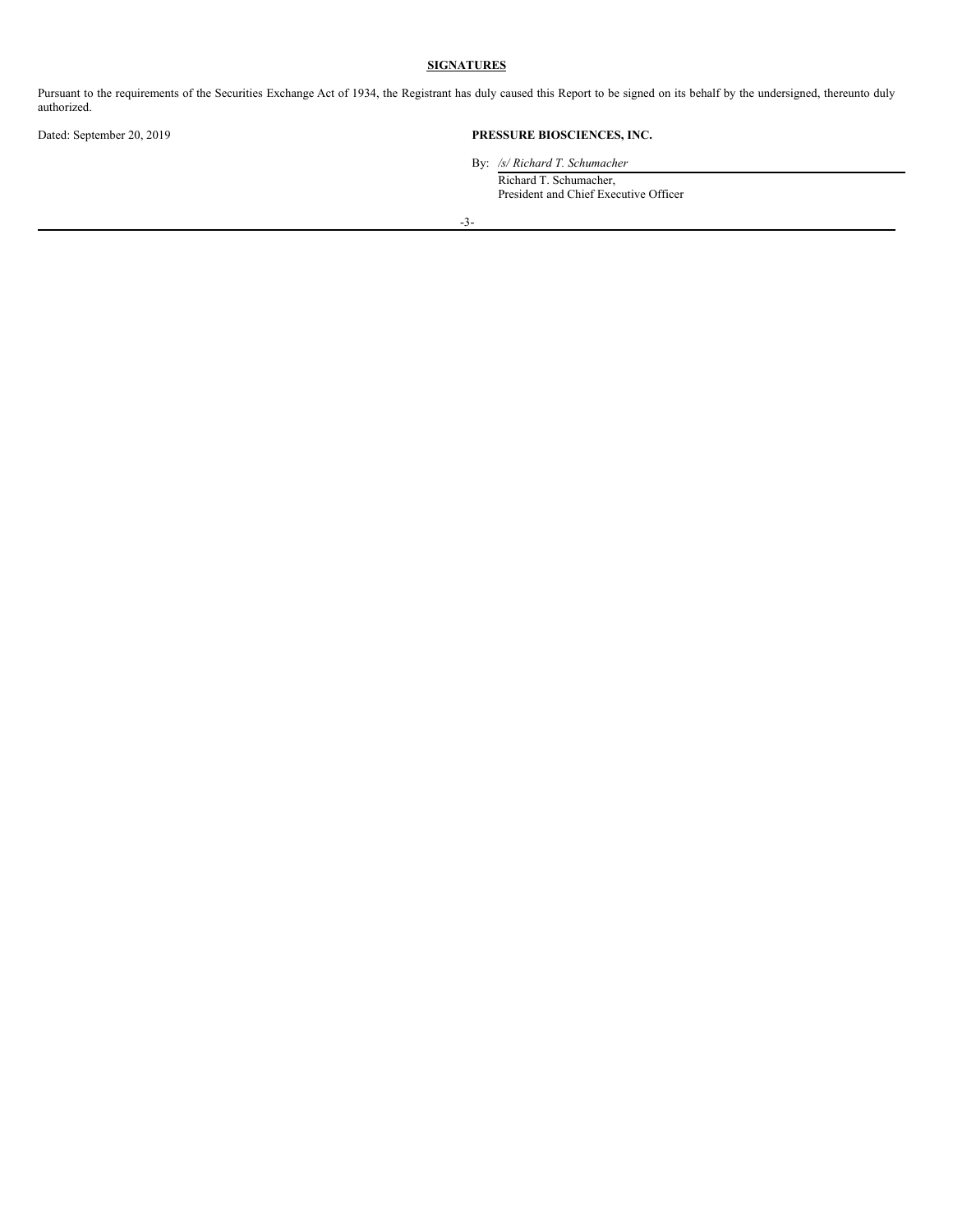**SIGNATURES**

Pursuant to the requirements of the Securities Exchange Act of 1934, the Registrant has duly caused this Report to be signed on its behalf by the undersigned, thereunto duly authorized.

Dated: September 20, 2019

**PRESSURE BIOSCIENCES, INC.**

By: */s/ Richard T. Schumacher*

Richard T. Schumacher,
President and Chief Executive Officer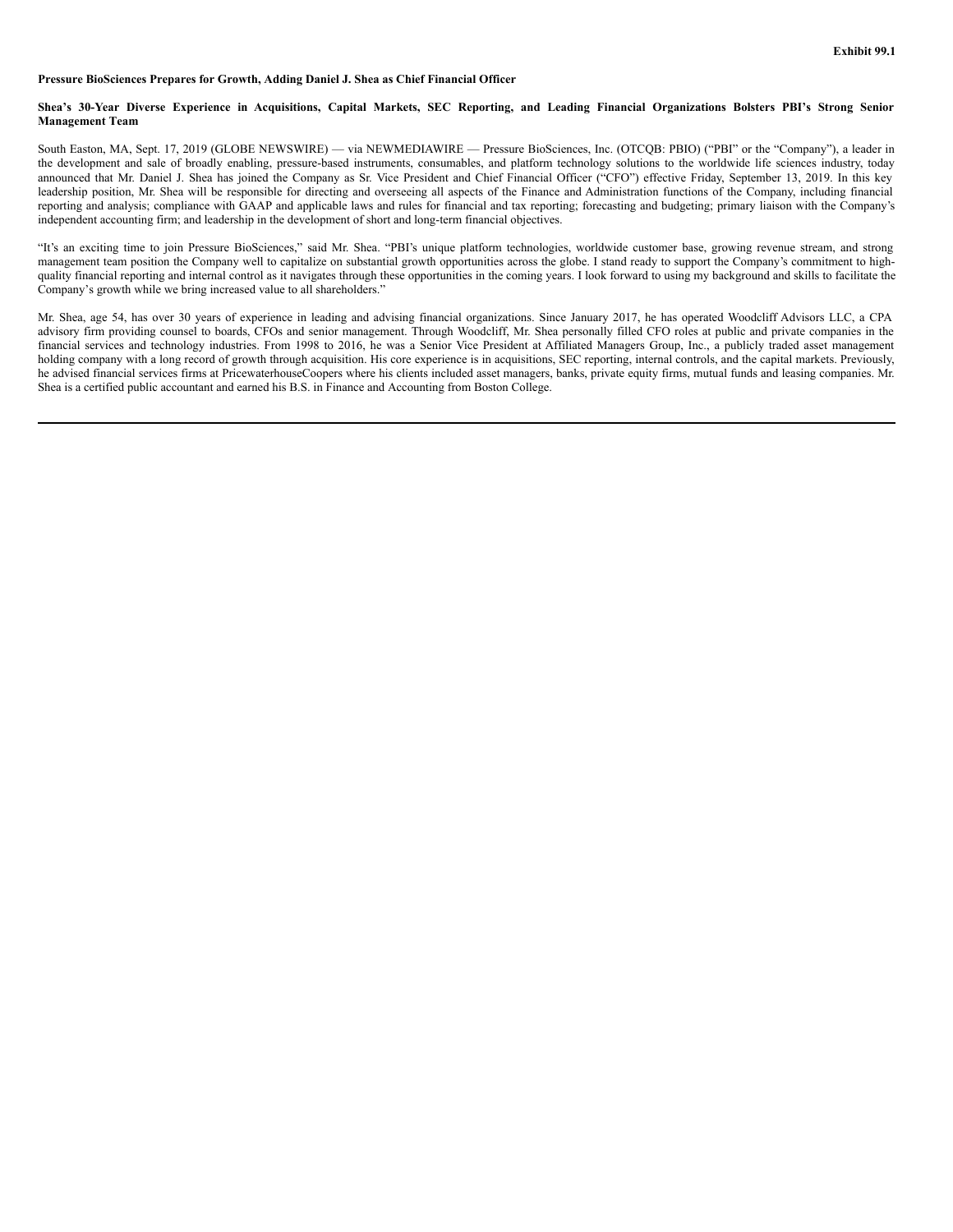**Exhibit 99.1**

**Pressure BioSciences Prepares for Growth, Adding Daniel J. Shea as Chief Financial Officer**

**Shea's 30-Year Diverse Experience in Acquisitions, Capital Markets, SEC Reporting, and Leading Financial Organizations Bolsters PBI's Strong Senior Management Team**

South Easton, MA, Sept. 17, 2019 (GLOBE NEWSWIRE) — via NEWMEDIAWIRE — Pressure BioSciences, Inc. (OTCQB: PBIO) ("PBI" or the "Company"), a leader in the development and sale of broadly enabling, pressure-based instruments, consumables, and platform technology solutions to the worldwide life sciences industry, today announced that Mr. Daniel J. Shea has joined the Company as Sr. Vice President and Chief Financial Officer ("CFO") effective Friday, September 13, 2019. In this key leadership position, Mr. Shea will be responsible for directing and overseeing all aspects of the Finance and Administration functions of the Company, including financial reporting and analysis; compliance with GAAP and applicable laws and rules for financial and tax reporting; forecasting and budgeting; primary liaison with the Company's independent accounting firm; and leadership in the development of short and long-term financial objectives.

"It's an exciting time to join Pressure BioSciences," said Mr. Shea. "PBI's unique platform technologies, worldwide customer base, growing revenue stream, and strong management team position the Company well to capitalize on substantial growth opportunities across the globe. I stand ready to support the Company's commitment to high-quality financial reporting and internal control as it navigates through these opportunities in the coming years. I look forward to using my background and skills to facilitate the Company's growth while we bring increased value to all shareholders."

Mr. Shea, age 54, has over 30 years of experience in leading and advising financial organizations. Since January 2017, he has operated Woodcliff Advisors LLC, a CPA advisory firm providing counsel to boards, CFOs and senior management. Through Woodcliff, Mr. Shea personally filled CFO roles at public and private companies in the financial services and technology industries. From 1998 to 2016, he was a Senior Vice President at Affiliated Managers Group, Inc., a publicly traded asset management holding company with a long record of growth through acquisition. His core experience is in acquisitions, SEC reporting, internal controls, and the capital markets. Previously, he advised financial services firms at PricewaterhouseCoopers where his clients included asset managers, banks, private equity firms, mutual funds and leasing companies. Mr. Shea is a certified public accountant and earned his B.S. in Finance and Accounting from Boston College.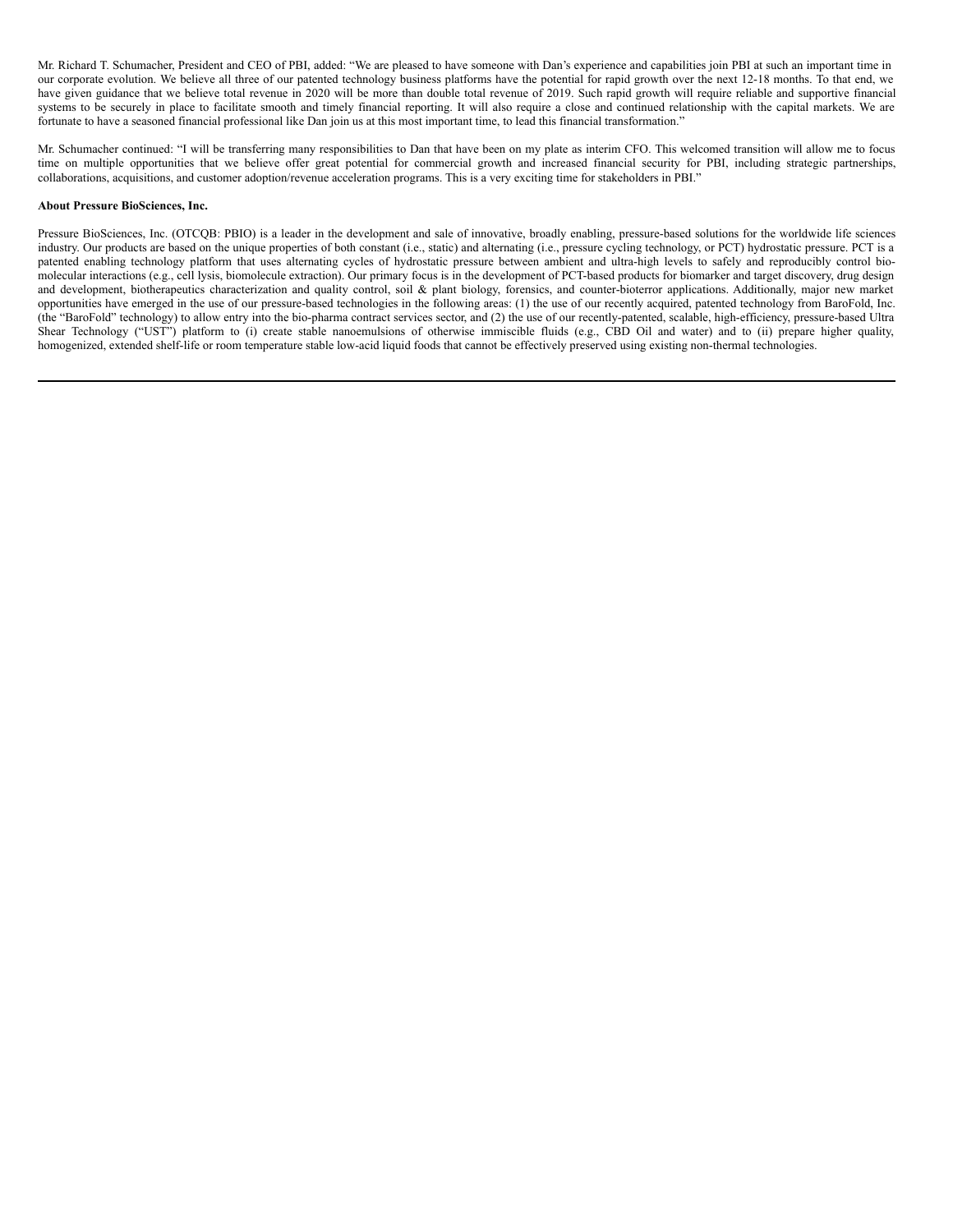Mr. Richard T. Schumacher, President and CEO of PBI, added: “We are pleased to have someone with Dan’s experience and capabilities join PBI at such an important time in our corporate evolution. We believe all three of our patented technology business platforms have the potential for rapid growth over the next 12-18 months. To that end, we have given guidance that we believe total revenue in 2020 will be more than double total revenue of 2019. Such rapid growth will require reliable and supportive financial systems to be securely in place to facilitate smooth and timely financial reporting. It will also require a close and continued relationship with the capital markets. We are fortunate to have a seasoned financial professional like Dan join us at this most important time, to lead this financial transformation.”

Mr. Schumacher continued: “I will be transferring many responsibilities to Dan that have been on my plate as interim CFO. This welcomed transition will allow me to focus time on multiple opportunities that we believe offer great potential for commercial growth and increased financial security for PBI, including strategic partnerships, collaborations, acquisitions, and customer adoption/revenue acceleration programs. This is a very exciting time for stakeholders in PBI.”

**About Pressure BioSciences, Inc.**

Pressure BioSciences, Inc. (OTCQB: PBIO) is a leader in the development and sale of innovative, broadly enabling, pressure-based solutions for the worldwide life sciences industry. Our products are based on the unique properties of both constant (i.e., static) and alternating (i.e., pressure cycling technology, or PCT) hydrostatic pressure. PCT is a patented enabling technology platform that uses alternating cycles of hydrostatic pressure between ambient and ultra-high levels to safely and reproducibly control bio-molecular interactions (e.g., cell lysis, biomolecule extraction). Our primary focus is in the development of PCT-based products for biomarker and target discovery, drug design and development, biotherapeutics characterization and quality control, soil & plant biology, forensics, and counter-bioterror applications. Additionally, major new market opportunities have emerged in the use of our pressure-based technologies in the following areas: (1) the use of our recently acquired, patented technology from BaroFold, Inc. (the “BaroFold” technology) to allow entry into the bio-pharma contract services sector, and (2) the use of our recently-patented, scalable, high-efficiency, pressure-based Ultra Shear Technology (“UST”) platform to (i) create stable nanoemulsions of otherwise immiscible fluids (e.g., CBD Oil and water) and to (ii) prepare higher quality, homogenized, extended shelf-life or room temperature stable low-acid liquid foods that cannot be effectively preserved using existing non-thermal technologies.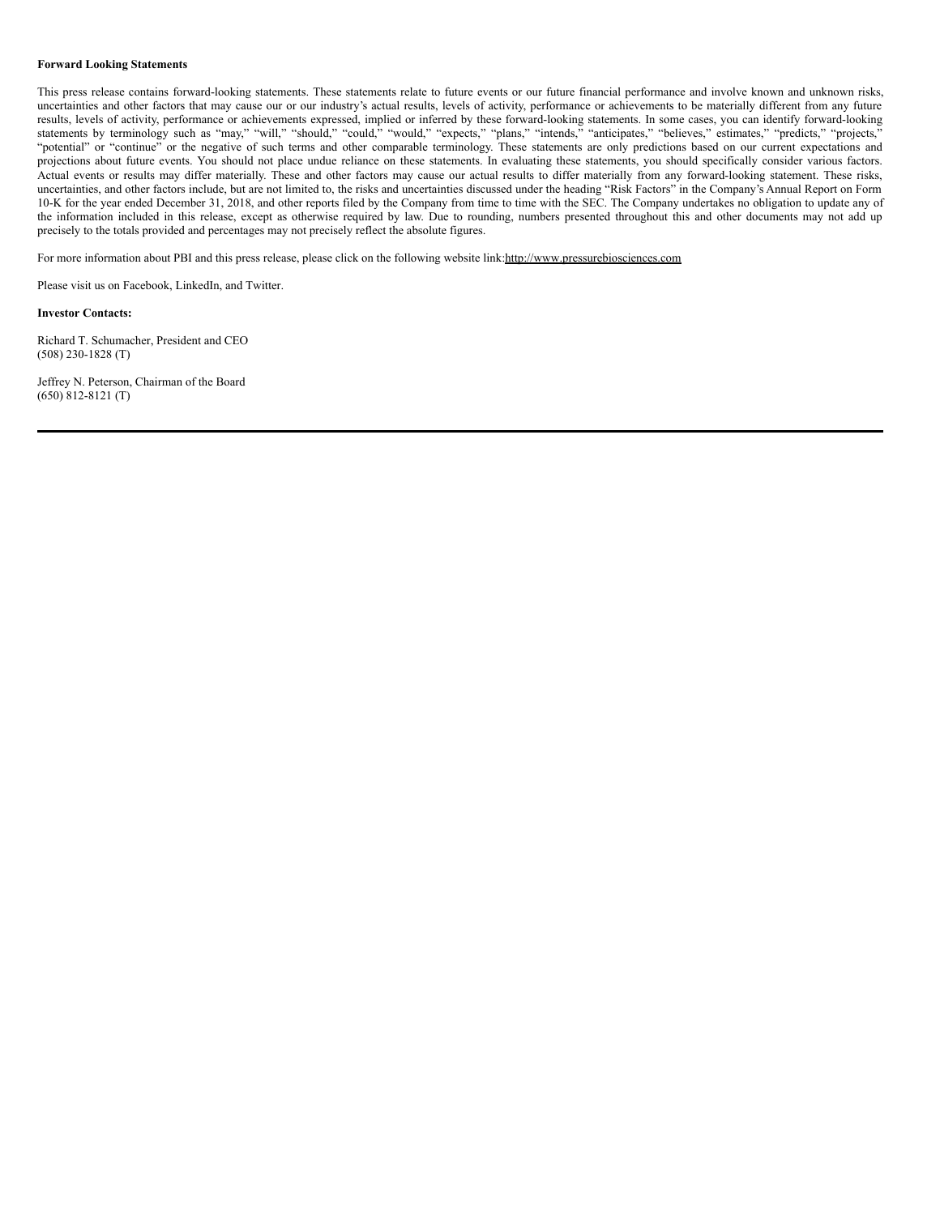**Forward Looking Statements**

This press release contains forward-looking statements. These statements relate to future events or our future financial performance and involve known and unknown risks, uncertainties and other factors that may cause our or our industry's actual results, levels of activity, performance or achievements to be materially different from any future results, levels of activity, performance or achievements expressed, implied or inferred by these forward-looking statements. In some cases, you can identify forward-looking statements by terminology such as "may," "will," "should," "could," "would," "expects," "plans," "intends," "anticipates," "believes," estimates," "predicts," "projects," "potential" or "continue" or the negative of such terms and other comparable terminology. These statements are only predictions based on our current expectations and projections about future events. You should not place undue reliance on these statements. In evaluating these statements, you should specifically consider various factors. Actual events or results may differ materially. These and other factors may cause our actual results to differ materially from any forward-looking statement. These risks, uncertainties, and other factors include, but are not limited to, the risks and uncertainties discussed under the heading "Risk Factors" in the Company's Annual Report on Form 10-K for the year ended December 31, 2018, and other reports filed by the Company from time to time with the SEC. The Company undertakes no obligation to update any of the information included in this release, except as otherwise required by law. Due to rounding, numbers presented throughout this and other documents may not add up precisely to the totals provided and percentages may not precisely reflect the absolute figures.

For more information about PBI and this press release, please click on the following website link:http://www.pressurebiosciences.com

Please visit us on Facebook, LinkedIn, and Twitter.

**Investor Contacts:**

Richard T. Schumacher, President and CEO
(508) 230-1828 (T)

Jeffrey N. Peterson, Chairman of the Board
(650) 812-8121 (T)